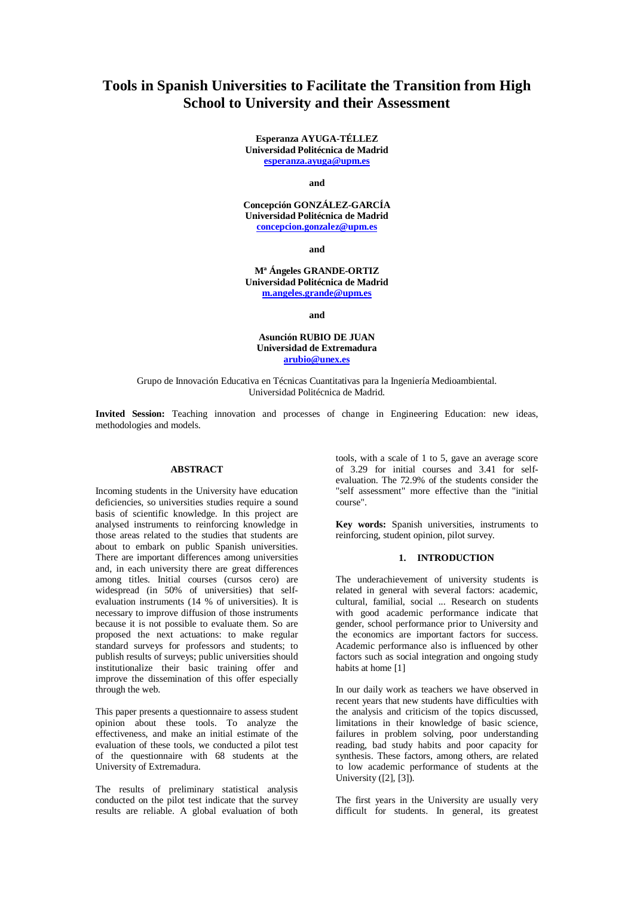# Tools in Spanish Universities to Facilitate the Transition from High School to University and their Assessment

**Esperanza AYUGA-TÉLLEZ**
**Universidad Politécnica de Madrid**
**esperanza.ayuga@upm.es**

**and**

**Concepción GONZÁLEZ-GARCÍA**
**Universidad Politécnica de Madrid**
**concepcion.gonzalez@upm.es**

**and**

**Mª Ángeles GRANDE-ORTIZ**
**Universidad Politécnica de Madrid**
**m.angeles.grande@upm.es**

**and**

**Asunción RUBIO DE JUAN**
**Universidad de Extremadura**
**arubio@unex.es**

Grupo de Innovación Educativa en Técnicas Cuantitativas para la Ingeniería Medioambiental.
Universidad Politécnica de Madrid.

**Invited Session:** Teaching innovation and processes of change in Engineering Education: new ideas, methodologies and models.

## ABSTRACT

Incoming students in the University have education deficiencies, so universities studies require a sound basis of scientific knowledge. In this project are analysed instruments to reinforcing knowledge in those areas related to the studies that students are about to embark on public Spanish universities. There are important differences among universities and, in each university there are great differences among titles. Initial courses (cursos cero) are widespread (in 50% of universities) that self-evaluation instruments (14 % of universities). It is necessary to improve diffusion of those instruments because it is not possible to evaluate them. So are proposed the next actuations: to make regular standard surveys for professors and students; to publish results of surveys; public universities should institutionalize their basic training offer and improve the dissemination of this offer especially through the web.

This paper presents a questionnaire to assess student opinion about these tools. To analyze the effectiveness, and make an initial estimate of the evaluation of these tools, we conducted a pilot test of the questionnaire with 68 students at the University of Extremadura.

The results of preliminary statistical analysis conducted on the pilot test indicate that the survey results are reliable. A global evaluation of both tools, with a scale of 1 to 5, gave an average score of 3.29 for initial courses and 3.41 for self-evaluation. The 72.9% of the students consider the "self assessment" more effective than the "initial course".

**Key words:** Spanish universities, instruments to reinforcing, student opinion, pilot survey.

## 1. INTRODUCTION

The underachievement of university students is related in general with several factors: academic, cultural, familial, social ... Research on students with good academic performance indicate that gender, school performance prior to University and the economics are important factors for success. Academic performance also is influenced by other factors such as social integration and ongoing study habits at home [1]

In our daily work as teachers we have observed in recent years that new students have difficulties with the analysis and criticism of the topics discussed, limitations in their knowledge of basic science, failures in problem solving, poor understanding reading, bad study habits and poor capacity for synthesis. These factors, among others, are related to low academic performance of students at the University ([2], [3]).

The first years in the University are usually very difficult for students. In general, its greatest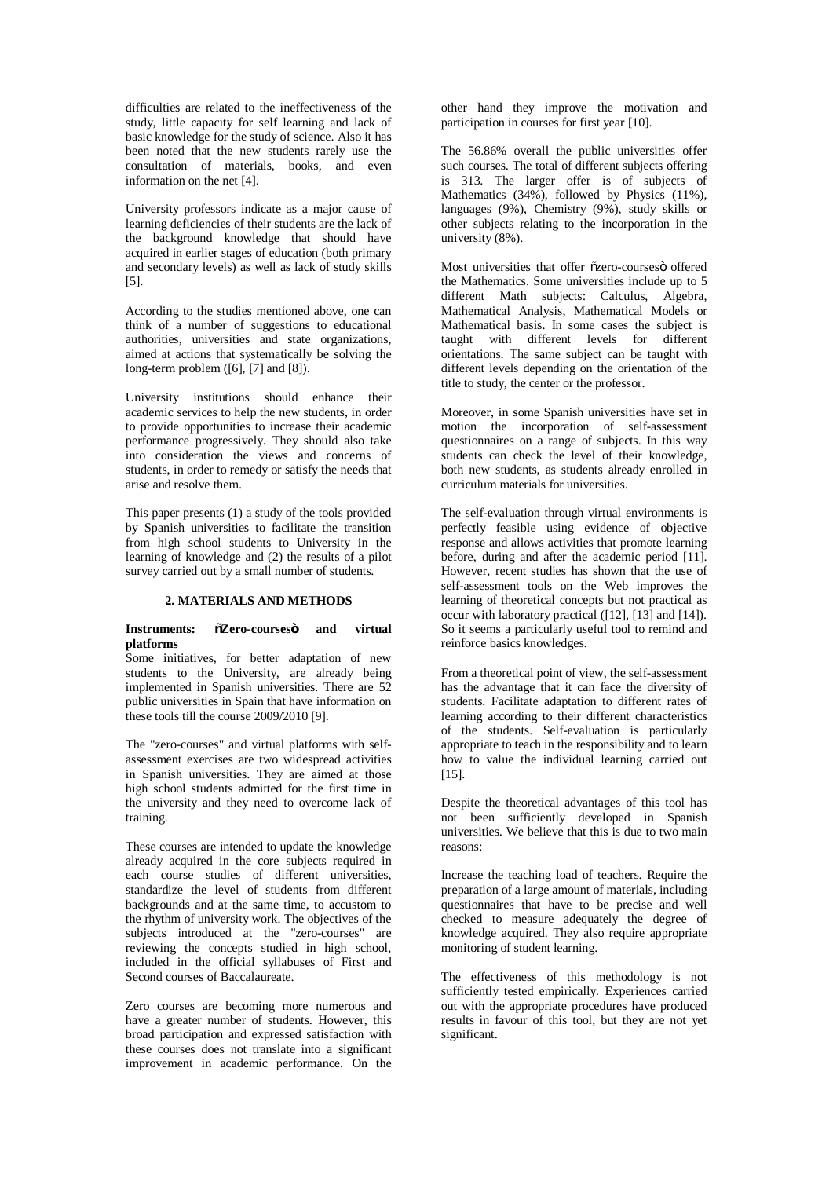difficulties are related to the ineffectiveness of the study, little capacity for self learning and lack of basic knowledge for the study of science. Also it has been noted that the new students rarely use the consultation of materials, books, and even information on the net [4].

University professors indicate as a major cause of learning deficiencies of their students are the lack of the background knowledge that should have acquired in earlier stages of education (both primary and secondary levels) as well as lack of study skills [5].

According to the studies mentioned above, one can think of a number of suggestions to educational authorities, universities and state organizations, aimed at actions that systematically be solving the long-term problem ([6], [7] and [8]).

University institutions should enhance their academic services to help the new students, in order to provide opportunities to increase their academic performance progressively. They should also take into consideration the views and concerns of students, in order to remedy or satisfy the needs that arise and resolve them.

This paper presents (1) a study of the tools provided by Spanish universities to facilitate the transition from high school students to University in the learning of knowledge and (2) the results of a pilot survey carried out by a small number of students.

## 2. MATERIALS AND METHODS

**Instruments: "Zero-courses" and virtual platforms**

Some initiatives, for better adaptation of new students to the University, are already being implemented in Spanish universities. There are 52 public universities in Spain that have information on these tools till the course 2009/2010 [9].

The "zero-courses" and virtual platforms with self-assessment exercises are two widespread activities in Spanish universities. They are aimed at those high school students admitted for the first time in the university and they need to overcome lack of training.

These courses are intended to update the knowledge already acquired in the core subjects required in each course studies of different universities, standardize the level of students from different backgrounds and at the same time, to accustom to the rhythm of university work. The objectives of the subjects introduced at the "zero-courses" are reviewing the concepts studied in high school, included in the official syllabuses of First and Second courses of Baccalaureate.

Zero courses are becoming more numerous and have a greater number of students. However, this broad participation and expressed satisfaction with these courses does not translate into a significant improvement in academic performance. On the other hand they improve the motivation and participation in courses for first year [10].

The 56.86% overall the public universities offer such courses. The total of different subjects offering is 313. The larger offer is of subjects of Mathematics (34%), followed by Physics (11%), languages (9%), Chemistry (9%), study skills or other subjects relating to the incorporation in the university (8%).

Most universities that offer "zero-courses" offered the Mathematics. Some universities include up to 5 different Math subjects: Calculus, Algebra, Mathematical Analysis, Mathematical Models or Mathematical basis. In some cases the subject is taught with different levels for different orientations. The same subject can be taught with different levels depending on the orientation of the title to study, the center or the professor.

Moreover, in some Spanish universities have set in motion the incorporation of self-assessment questionnaires on a range of subjects. In this way students can check the level of their knowledge, both new students, as students already enrolled in curriculum materials for universities.

The self-evaluation through virtual environments is perfectly feasible using evidence of objective response and allows activities that promote learning before, during and after the academic period [11]. However, recent studies has shown that the use of self-assessment tools on the Web improves the learning of theoretical concepts but not practical as occur with laboratory practical ([12], [13] and [14]). So it seems a particularly useful tool to remind and reinforce basics knowledges.

From a theoretical point of view, the self-assessment has the advantage that it can face the diversity of students. Facilitate adaptation to different rates of learning according to their different characteristics of the students. Self-evaluation is particularly appropriate to teach in the responsibility and to learn how to value the individual learning carried out [15].

Despite the theoretical advantages of this tool has not been sufficiently developed in Spanish universities. We believe that this is due to two main reasons:

Increase the teaching load of teachers. Require the preparation of a large amount of materials, including questionnaires that have to be precise and well checked to measure adequately the degree of knowledge acquired. They also require appropriate monitoring of student learning.

The effectiveness of this methodology is not sufficiently tested empirically. Experiences carried out with the appropriate procedures have produced results in favour of this tool, but they are not yet significant.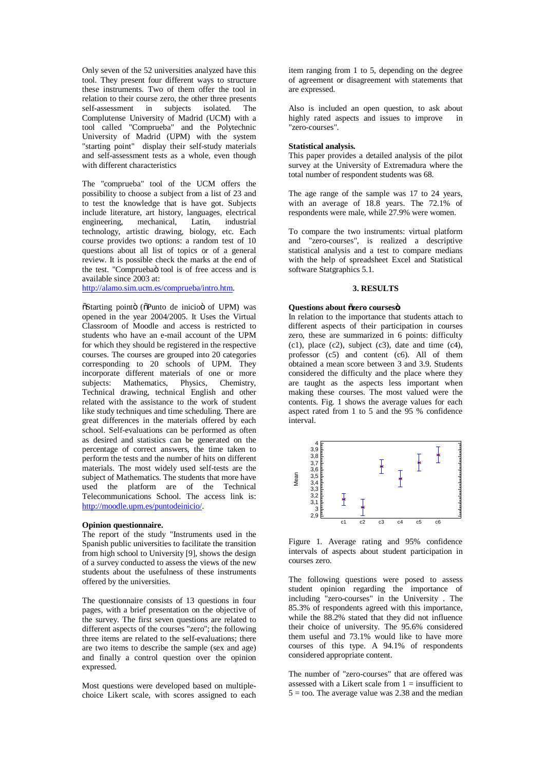Only seven of the 52 universities analyzed have this tool. They present four different ways to structure these instruments. Two of them offer the tool in relation to their course zero, the other three presents self-assessment in subjects isolated. The Complutense University of Madrid (UCM) with a tool called "Comprueba" and the Polytechnic University of Madrid (UPM) with the system "starting point" display their self-study materials and self-assessment tests as a whole, even though with different characteristics

The "comprueba" tool of the UCM offers the possibility to choose a subject from a list of 23 and to test the knowledge that is have got. Subjects include literature, art history, languages, electrical engineering, mechanical, Latin, industrial technology, artistic drawing, biology, etc. Each course provides two options: a random test of 10 questions about all list of topics or of a general review. It is possible check the marks at the end of the test. "Comprueba" tool is of free access and is available since 2003 at:
http://alamo.sim.ucm.es/comprueba/intro.htm.

"Starting point" ("Punto de inicio" of UPM) was opened in the year 2004/2005. It Uses the Virtual Classroom of Moodle and access is restricted to students who have an e-mail account of the UPM for which they should be registered in the respective courses. The courses are grouped into 20 categories corresponding to 20 schools of UPM. They incorporate different materials of one or more subjects: Mathematics, Physics, Chemistry, Technical drawing, technical English and other related with the assistance to the work of student like study techniques and time scheduling. There are great differences in the materials offered by each school. Self-evaluations can be performed as often as desired and statistics can be generated on the percentage of correct answers, the time taken to perform the tests and the number of hits on different materials. The most widely used self-tests are the subject of Mathematics. The students that more have used the platform are of the Technical Telecommunications School. The access link is: http://moodle.upm.es/puntodeinicio/.

**Opinion questionnaire.**
The report of the study "Instruments used in the Spanish public universities to facilitate the transition from high school to University [9], shows the design of a survey conducted to assess the views of the new students about the usefulness of these instruments offered by the universities.

The questionnaire consists of 13 questions in four pages, with a brief presentation on the objective of the survey. The first seven questions are related to different aspects of the courses "zero"; the following three items are related to the self-evaluations; there are two items to describe the sample (sex and age) and finally a control question over the opinion expressed.

Most questions were developed based on multiple-choice Likert scale, with scores assigned to each item ranging from 1 to 5, depending on the degree of agreement or disagreement with statements that are expressed.

Also is included an open question, to ask about highly rated aspects and issues to improve in "zero-courses".

**Statistical analysis.**
This paper provides a detailed analysis of the pilot survey at the University of Extremadura where the total number of respondent students was 68.

The age range of the sample was 17 to 24 years, with an average of 18.8 years. The 72.1% of respondents were male, while 27.9% were women.

To compare the two instruments: virtual platform and "zero-courses", is realized a descriptive statistical analysis and a test to compare medians with the help of spreadsheet Excel and Statistical software Statgraphics 5.1.

## 3. RESULTS

**Questions about "zero courses"**
In relation to the importance that students attach to different aspects of their participation in courses zero, these are summarized in 6 points: difficulty (c1), place (c2), subject (c3), date and time (c4), professor (c5) and content (c6). All of them obtained a mean score between 3 and 3.9. Students considered the difficulty and the place where they are taught as the aspects less important when making these courses. The most valued were the contents. Fig. 1 shows the average values for each aspect rated from 1 to 5 and the 95 % confidence interval.

Figure 1. Average rating and 95% confidence intervals of aspects about student participation in courses zero.

The following questions were posed to assess student opinion regarding the importance of including "zero-courses" in the University . The 85.3% of respondents agreed with this importance, while the 88.2% stated that they did not influence their choice of university. The 95.6% considered them useful and 73.1% would like to have more courses of this type. A 94.1% of respondents considered appropriate content.

The number of "zero-courses" that are offered was assessed with a Likert scale from 1 = insufficient to 5 = too. The average value was 2.38 and the median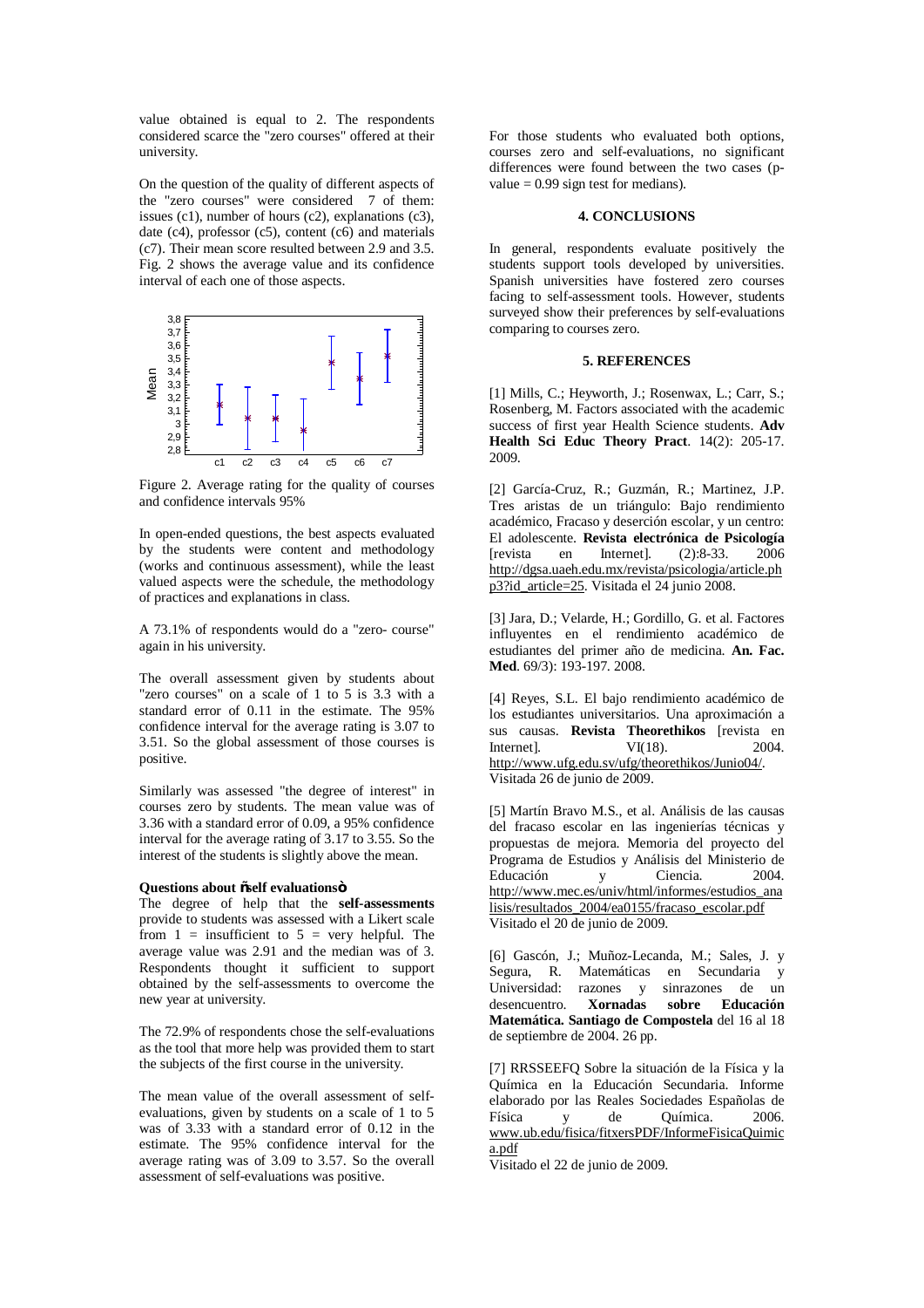value obtained is equal to 2. The respondents considered scarce the "zero courses" offered at their university.

On the question of the quality of different aspects of the "zero courses" were considered 7 of them: issues (c1), number of hours (c2), explanations (c3), date (c4), professor (c5), content (c6) and materials (c7). Their mean score resulted between 2.9 and 3.5. Fig. 2 shows the average value and its confidence interval of each one of those aspects.

Figure 2. Average rating for the quality of courses and confidence intervals 95%

In open-ended questions, the best aspects evaluated by the students were content and methodology (works and continuous assessment), while the least valued aspects were the schedule, the methodology of practices and explanations in class.

A 73.1% of respondents would do a "zero- course" again in his university.

The overall assessment given by students about "zero courses" on a scale of 1 to 5 is 3.3 with a standard error of 0.11 in the estimate. The 95% confidence interval for the average rating is 3.07 to 3.51. So the global assessment of those courses is positive.

Similarly was assessed "the degree of interest" in courses zero by students. The mean value was of 3.36 with a standard error of 0.09, a 95% confidence interval for the average rating of 3.17 to 3.55. So the interest of the students is slightly above the mean.

**Questions about "self evaluations"**

The degree of help that the **self-assessments** provide to students was assessed with a Likert scale from 1 = insufficient to 5 = very helpful. The average value was 2.91 and the median was of 3. Respondents thought it sufficient to support obtained by the self-assessments to overcome the new year at university.

The 72.9% of respondents chose the self-evaluations as the tool that more help was provided them to start the subjects of the first course in the university.

The mean value of the overall assessment of self-evaluations, given by students on a scale of 1 to 5 was of 3.33 with a standard error of 0.12 in the estimate. The 95% confidence interval for the average rating was of 3.09 to 3.57. So the overall assessment of self-evaluations was positive.

For those students who evaluated both options, courses zero and self-evaluations, no significant differences were found between the two cases (p-value = 0.99 sign test for medians).

## 4. CONCLUSIONS

In general, respondents evaluate positively the students support tools developed by universities. Spanish universities have fostered zero courses facing to self-assessment tools. However, students surveyed show their preferences by self-evaluations comparing to courses zero.

## 5. REFERENCES

[1] Mills, C.; Heyworth, J.; Rosenwax, L.; Carr, S.; Rosenberg, M. Factors associated with the academic success of first year Health Science students. **Adv Health Sci Educ Theory Pract**. 14(2): 205-17. 2009.

[2] García-Cruz, R.; Guzmán, R.; Martinez, J.P. Tres aristas de un triángulo: Bajo rendimiento académico, Fracaso y deserción escolar, y un centro: El adolescente. **Revista electrónica de Psicología** [revista en Internet]. (2):8-33. 2006 http://dgsa.uaeh.edu.mx/revista/psicologia/article.php3?id_article=25. Visitada el 24 junio 2008.

[3] Jara, D.; Velarde, H.; Gordillo, G. et al. Factores influyentes en el rendimiento académico de estudiantes del primer año de medicina. **An. Fac. Med**. 69/3): 193-197. 2008.

[4] Reyes, S.L. El bajo rendimiento académico de los estudiantes universitarios. Una aproximación a sus causas. **Revista Theorethikos** [revista en Internet]. VI(18). 2004. http://www.ufg.edu.sv/ufg/theorethikos/Junio04/. Visitada 26 de junio de 2009.

[5] Martín Bravo M.S., et al. Análisis de las causas del fracaso escolar en las ingenierías técnicas y propuestas de mejora. Memoria del proyecto del Programa de Estudios y Análisis del Ministerio de Educación y Ciencia. 2004. http://www.mec.es/univ/html/informes/estudios_analisis/resultados_2004/ea0155/fracaso_escolar.pdf Visitado el 20 de junio de 2009.

[6] Gascón, J.; Muñoz-Lecanda, M.; Sales, J. y Segura, R. Matemáticas en Secundaria y Universidad: razones y sinrazones de un desencuentro. **Xornadas sobre Educación Matemática. Santiago de Compostela** del 16 al 18 de septiembre de 2004. 26 pp.

[7] RRSSEEFQ Sobre la situación de la Física y la Química en la Educación Secundaria. Informe elaborado por las Reales Sociedades Españolas de Física y de Química. 2006. www.ub.edu/fisica/fitxersPDF/InformeFisicaQuimica.pdf Visitado el 22 de junio de 2009.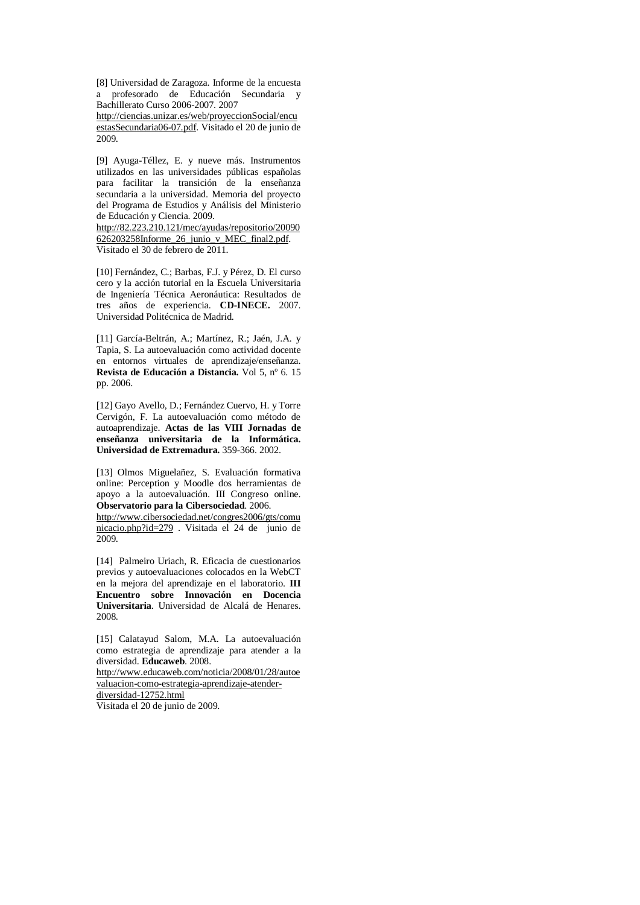[8] Universidad de Zaragoza. Informe de la encuesta a profesorado de Educación Secundaria y Bachillerato Curso 2006-2007. 2007 http://ciencias.unizar.es/web/proyeccionSocial/encuestasSecundaria06-07.pdf. Visitado el 20 de junio de 2009.

[9] Ayuga-Téllez, E. y nueve más. Instrumentos utilizados en las universidades públicas españolas para facilitar la transición de la enseñanza secundaria a la universidad. Memoria del proyecto del Programa de Estudios y Análisis del Ministerio de Educación y Ciencia. 2009. http://82.223.210.121/mec/ayudas/repositorio/20090626203258Informe_26_junio_v_MEC_final2.pdf. Visitado el 30 de febrero de 2011.

[10] Fernández, C.; Barbas, F.J. y Pérez, D. El curso cero y la acción tutorial en la Escuela Universitaria de Ingeniería Técnica Aeronáutica: Resultados de tres años de experiencia. **CD-INECE.** 2007. Universidad Politécnica de Madrid.

[11] García-Beltrán, A.; Martínez, R.; Jaén, J.A. y Tapia, S. La autoevaluación como actividad docente en entornos virtuales de aprendizaje/enseñanza. **Revista de Educación a Distancia.** Vol 5, nº 6. 15 pp. 2006.

[12] Gayo Avello, D.; Fernández Cuervo, H. y Torre Cervigón, F. La autoevaluación como método de autoaprendizaje. **Actas de las VIII Jornadas de enseñanza universitaria de la Informática. Universidad de Extremadura.** 359-366. 2002.

[13] Olmos Miguelañez, S. Evaluación formativa online: Perception y Moodle dos herramientas de apoyo a la autoevaluación. III Congreso online. **Observatorio para la Cibersociedad**. 2006. http://www.cibersociedad.net/congres2006/gts/comunicacio.php?id=279 . Visitada el 24 de junio de 2009.

[14] Palmeiro Uriach, R. Eficacia de cuestionarios previos y autoevaluaciones colocados en la WebCT en la mejora del aprendizaje en el laboratorio. **III Encuentro sobre Innovación en Docencia Universitaria**. Universidad de Alcalá de Henares. 2008.

[15] Calatayud Salom, M.A. La autoevaluación como estrategia de aprendizaje para atender a la diversidad. **Educaweb**. 2008. http://www.educaweb.com/noticia/2008/01/28/autoevaluacion-como-estrategia-aprendizaje-atender-diversidad-12752.html
Visitada el 20 de junio de 2009.